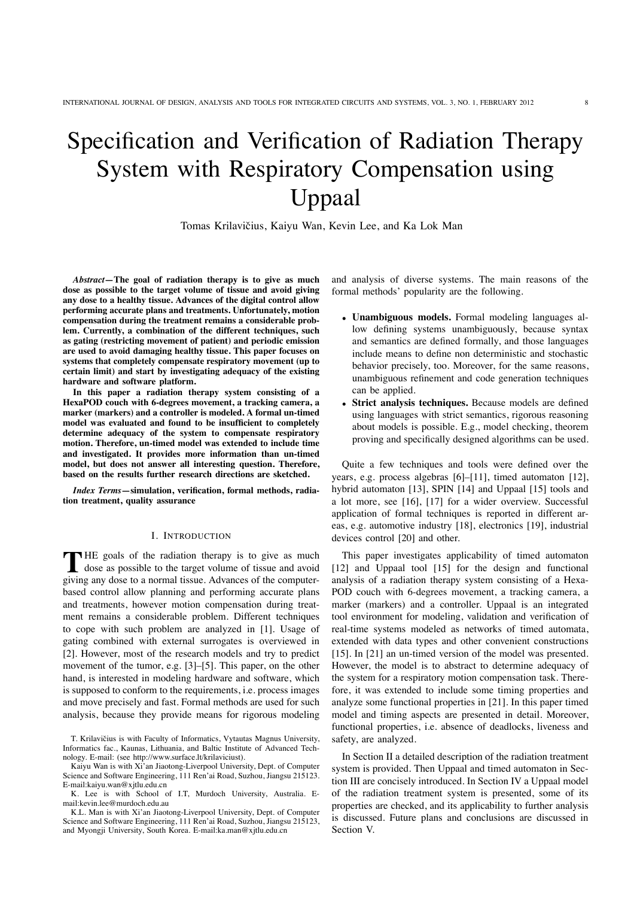# Specification and Verification of Radiation Therapy System with Respiratory Compensation using Uppaal

Tomas Krilavičius, Kaiyu Wan, Kevin Lee, and Ka Lok Man

***Abstract*—The goal of radiation therapy is to give as much dose as possible to the target volume of tissue and avoid giving any dose to a healthy tissue. Advances of the digital control allow performing accurate plans and treatments. Unfortunately, motion compensation during the treatment remains a considerable problem. Currently, a combination of the different techniques, such as gating (restricting movement of patient) and periodic emission are used to avoid damaging healthy tissue. This paper focuses on systems that completely compensate respiratory movement (up to certain limit) and start by investigating adequacy of the existing hardware and software platform.**

**In this paper a radiation therapy system consisting of a HexaPOD couch with 6-degrees movement, a tracking camera, a marker (markers) and a controller is modeled. A formal un-timed model was evaluated and found to be insufficient to completely determine adequacy of the system to compensate respiratory motion. Therefore, un-timed model was extended to include time and investigated. It provides more information than un-timed model, but does not answer all interesting question. Therefore, based on the results further research directions are sketched.**

***Index Terms*—simulation, verification, formal methods, radiation treatment, quality assurance**

## I. Introduction

The goals of the radiation therapy is to give as much dose as possible to the target volume of tissue and avoid giving any dose to a normal tissue. Advances of the computer-based control allow planning and performing accurate plans and treatments, however motion compensation during treatment remains a considerable problem. Different techniques to cope with such problem are analyzed in [1]. Usage of gating combined with external surrogates is overviewed in [2]. However, most of the research models and try to predict movement of the tumor, e.g. [3]–[5]. This paper, on the other hand, is interested in modeling hardware and software, which is supposed to conform to the requirements, i.e. process images and move precisely and fast. Formal methods are used for such analysis, because they provide means for rigorous modeling and analysis of diverse systems. The main reasons of the formal methods' popularity are the following.

- **Unambiguous models.** Formal modeling languages allow defining systems unambiguously, because syntax and semantics are defined formally, and those languages include means to define non deterministic and stochastic behavior precisely, too. Moreover, for the same reasons, unambiguous refinement and code generation techniques can be applied.
- **Strict analysis techniques.** Because models are defined using languages with strict semantics, rigorous reasoning about models is possible. E.g., model checking, theorem proving and specifically designed algorithms can be used.

Quite a few techniques and tools were defined over the years, e.g. process algebras [6]–[11], timed automaton [12], hybrid automaton [13], SPIN [14] and Uppaal [15] tools and a lot more, see [16], [17] for a wider overview. Successful application of formal techniques is reported in different areas, e.g. automotive industry [18], electronics [19], industrial devices control [20] and other.

This paper investigates applicability of timed automaton [12] and Uppaal tool [15] for the design and functional analysis of a radiation therapy system consisting of a HexaPOD couch with 6-degrees movement, a tracking camera, a marker (markers) and a controller. Uppaal is an integrated tool environment for modeling, validation and verification of real-time systems modeled as networks of timed automata, extended with data types and other convenient constructions [15]. In [21] an un-timed version of the model was presented. However, the model is to abstract to determine adequacy of the system for a respiratory motion compensation task. Therefore, it was extended to include some timing properties and analyze some functional properties in [21]. In this paper timed model and timing aspects are presented in detail. Moreover, functional properties, i.e. absence of deadlocks, liveness and safety, are analyzed.

In Section II a detailed description of the radiation treatment system is provided. Then Uppaal and timed automaton in Section III are concisely introduced. In Section IV a Uppaal model of the radiation treatment system is presented, some of its properties are checked, and its applicability to further analysis is discussed. Future plans and conclusions are discussed in Section V.

T. Krilavičius is with Faculty of Informatics, Vytautas Magnus University, Informatics fac., Kaunas, Lithuania, and Baltic Institute of Advanced Technology. E-mail: (see http://www.surface.lt/krilaviciust).

Kaiyu Wan is with Xi'an Jiaotong-Liverpool University, Dept. of Computer Science and Software Engineering, 111 Ren'ai Road, Suzhou, Jiangsu 215123. E-mail:kaiyu.wan@xjtlu.edu.cn

K. Lee is with School of I.T, Murdoch University, Australia. E-mail:kevin.lee@murdoch.edu.au

K.L. Man is with Xi'an Jiaotong-Liverpool University, Dept. of Computer Science and Software Engineering, 111 Ren'ai Road, Suzhou, Jiangsu 215123, and Myongji University, South Korea. E-mail:ka.man@xjtlu.edu.cn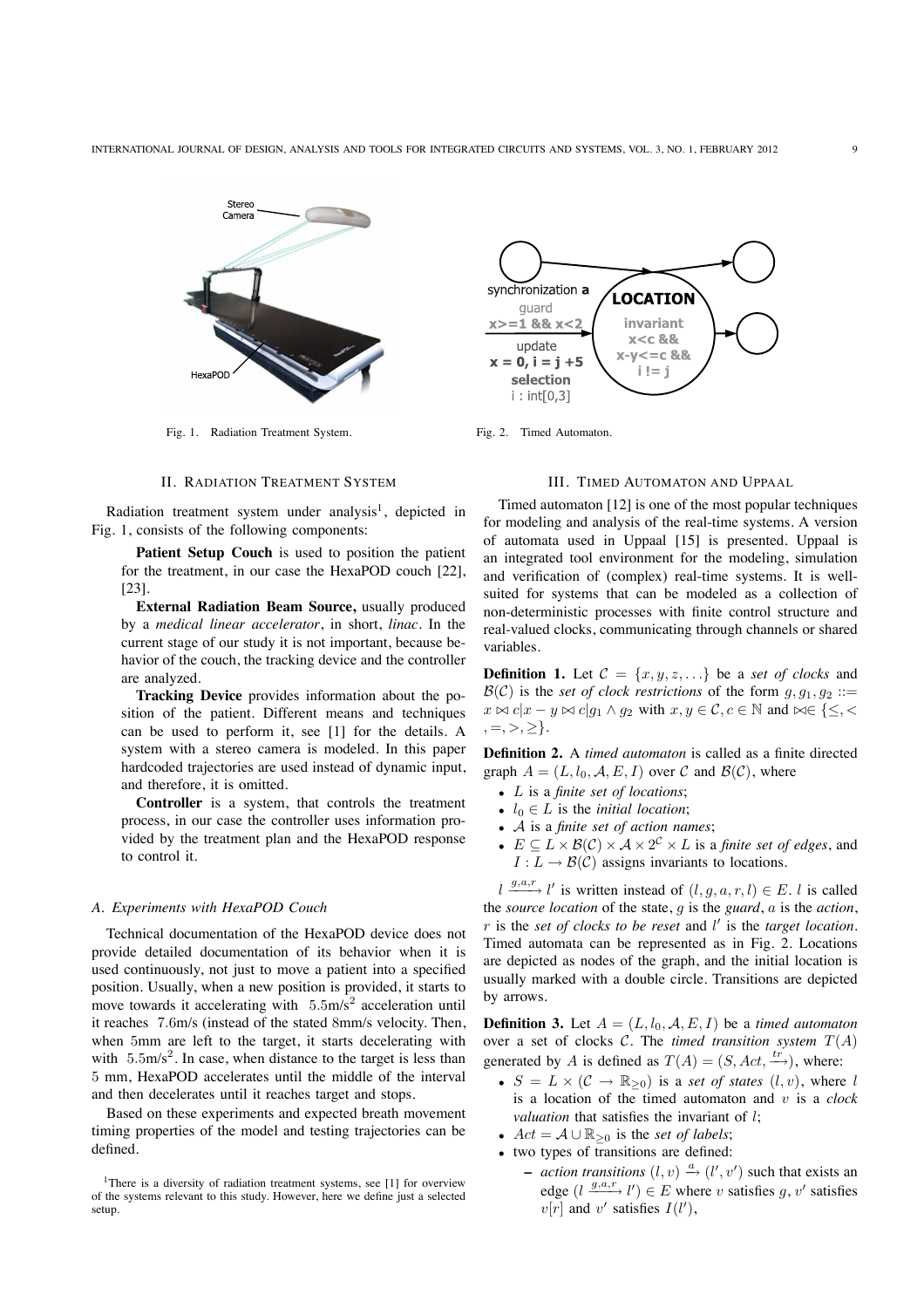Fig. 1. Radiation Treatment System.

Fig. 2. Timed Automaton.

## II. Radiation Treatment System

Radiation treatment system under analysis[1], depicted in Fig. 1, consists of the following components:

**Patient Setup Couch** is used to position the patient for the treatment, in our case the HexaPOD couch [22], [23].

**External Radiation Beam Source,** usually produced by a *medical linear accelerator*, in short, *linac*. In the current stage of our study it is not important, because behavior of the couch, the tracking device and the controller are analyzed.

**Tracking Device** provides information about the position of the patient. Different means and techniques can be used to perform it, see [1] for the details. A system with a stereo camera is modeled. In this paper hardcoded trajectories are used instead of dynamic input, and therefore, it is omitted.

**Controller** is a system, that controls the treatment process, in our case the controller uses information provided by the treatment plan and the HexaPOD response to control it.

### A. Experiments with HexaPOD Couch

Technical documentation of the HexaPOD device does not provide detailed documentation of its behavior when it is used continuously, not just to move a patient into a specified position. Usually, when a new position is provided, it starts to move towards it accelerating with $5.5 \text{m/s}^2$ acceleration until it reaches 7.6m/s (instead of the stated 8mm/s velocity. Then, when 5mm are left to the target, it starts decelerating with with $5.5 \text{m/s}^2$. In case, when distance to the target is less than 5 mm, HexaPOD accelerates until the middle of the interval and then decelerates until it reaches target and stops.

Based on these experiments and expected breath movement timing properties of the model and testing trajectories can be defined.

[1]There is a diversity of radiation treatment systems, see [1] for overview of the systems relevant to this study. However, here we define just a selected setup.

## III. Timed Automaton and Uppaal

Timed automaton [12] is one of the most popular techniques for modeling and analysis of the real-time systems. A version of automata used in Uppaal [15] is presented. Uppaal is an integrated tool environment for the modeling, simulation and verification of (complex) real-time systems. It is well-suited for systems that can be modeled as a collection of non-deterministic processes with finite control structure and real-valued clocks, communicating through channels or shared variables.

**Definition 1.** Let $\mathcal{C} = \{x, y, z, \ldots\}$ be a *set of clocks* and $\mathcal{B}(\mathcal{C})$ is the *set of clock restrictions* of the form $g, g_1, g_2 ::= x \bowtie c | x - y \bowtie c | g_1 \wedge g_2$ with $x, y \in \mathcal{C}, c \in \mathbb{N}$ and $\bowtie \in \{\leq, <, =, >, \geq\}$.

**Definition 2.** A *timed automaton* is called as a finite directed graph $A = (L, l_0, \mathcal{A}, E, I)$ over $\mathcal{C}$ and $\mathcal{B}(\mathcal{C})$, where

- $L$ is a *finite set of locations*;
- $l_0 \in L$ is the *initial location*;
- $\mathcal{A}$ is a *finite set of action names*;
- $E \subseteq L \times \mathcal{B}(\mathcal{C}) \times \mathcal{A} \times 2^{\mathcal{C}} \times L$ is a *finite set of edges*, and $I : L \to \mathcal{B}(\mathcal{C})$ assigns invariants to locations.

$l \xrightarrow{g,a,r} l'$ is written instead of $(l, g, a, r, l) \in E$. $l$ is called the *source location* of the state, $g$ is the *guard*, $a$ is the *action*, $r$ is the *set of clocks to be reset* and $l'$ is the *target location*. Timed automata can be represented as in Fig. 2. Locations are depicted as nodes of the graph, and the initial location is usually marked with a double circle. Transitions are depicted by arrows.

**Definition 3.** Let $A = (L, l_0, \mathcal{A}, E, I)$ be a *timed automaton* over a set of clocks $\mathcal{C}$. The *timed transition system* $T(A)$ generated by $A$ is defined as $T(A) = (S, Act, \xrightarrow{tr})$, where:

- $S = L \times (\mathcal{C} \to \mathbb{R}_{\geq 0})$ is a *set of states* $(l, v)$, where $l$ is a location of the timed automaton and $v$ is a *clock valuation* that satisfies the invariant of $l$;
- $Act = \mathcal{A} \cup \mathbb{R}_{\geq 0}$ is the *set of labels*;
- two types of transitions are defined:
  - *action transitions* $(l, v) \xrightarrow{a} (l', v')$ such that exists an edge $(l \xrightarrow{g,a,r} l') \in E$ where $v$ satisfies $g$, $v'$ satisfies $v[r]$ and $v'$ satisfies $I(l')$,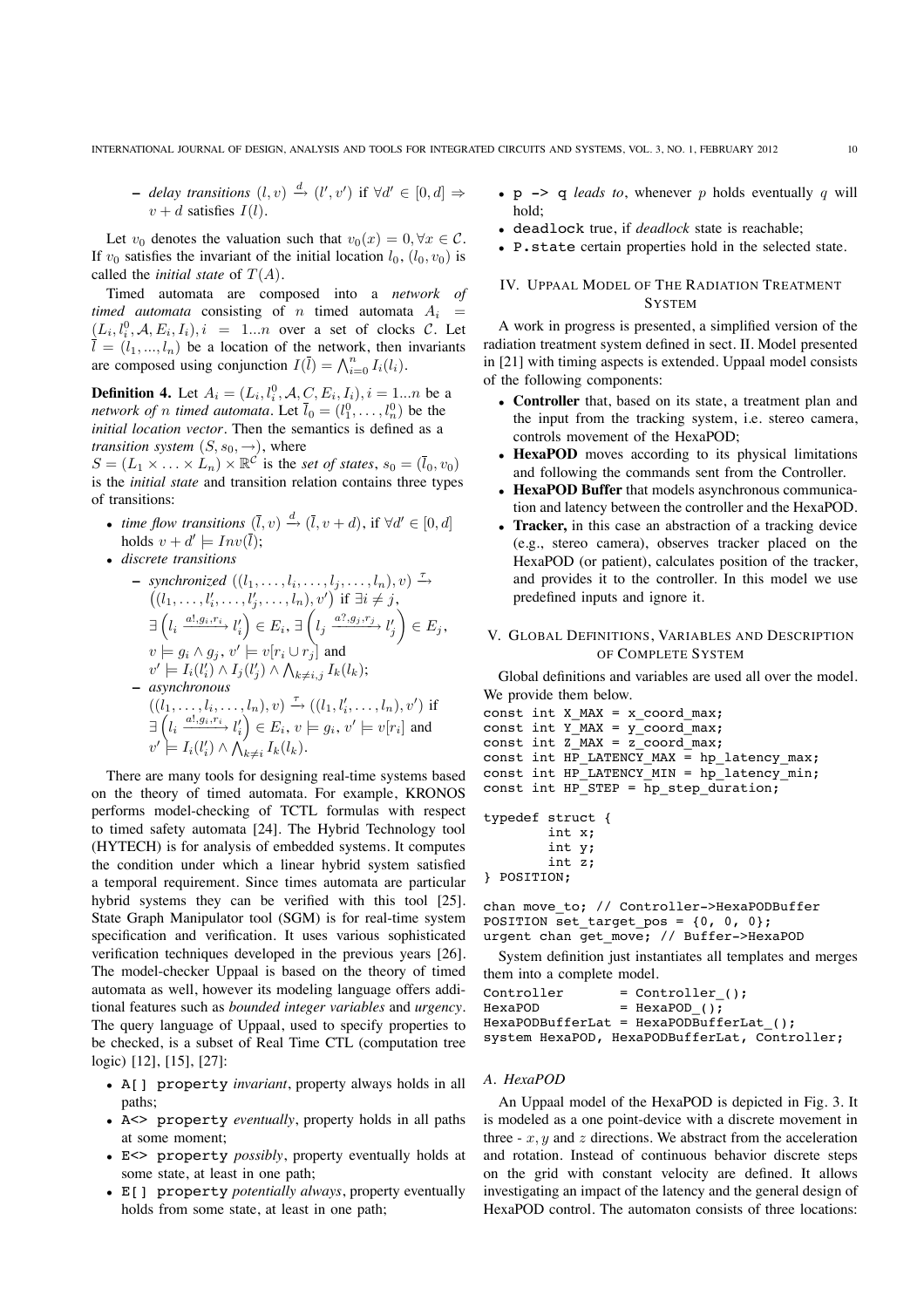– *delay transitions* $(l, v) \xrightarrow{d} (l', v')$ if $\forall d' \in [0, d] \Rightarrow v + d$ satisfies $I(l)$.

Let $v_0$ denotes the valuation such that $v_0(x) = 0, \forall x \in \mathcal{C}$. If $v_0$ satisfies the invariant of the initial location $l_0$, $(l_0, v_0)$ is called the *initial state* of $T(A)$.

Timed automata are composed into a *network of timed automata* consisting of $n$ timed automata $A_i = (L_i, l_i^0, \mathcal{A}, E_i, I_i), i = 1...n$ over a set of clocks $\mathcal{C}$. Let $\bar{l} = (l_1, ..., l_n)$ be a location of the network, then invariants are composed using conjunction $I(\bar{l}) = \bigwedge_{i=0}^{n} I_i(l_i)$.

**Definition 4.** Let $A_i = (L_i, l_i^0, \mathcal{A}, C, E_i, I_i), i = 1...n$ be a *network of* $n$ *timed automata*. Let $\bar{l}_0 = (l_1^0, \ldots, l_n^0)$ be the *initial location vector*. Then the semantics is defined as a *transition system* $(S, s_0, \rightarrow)$, where

$S = (L_1 \times \ldots \times L_n) \times \mathbb{R}^{\mathcal{C}}$ is the *set of states*, $s_0 = (\bar{l}_0, v_0)$ is the *initial state* and transition relation contains three types of transitions:

- *time flow transitions* $(\bar{l}, v) \xrightarrow{d} (\bar{l}, v + d)$, if $\forall d' \in [0, d]$ holds $v + d' \models Inv(\bar{l})$;
- *discrete transitions*
  – *synchronized* $((l_1, \ldots, l_i, \ldots, l_j, \ldots, l_n), v) \xrightarrow{\tau} ((l_1, \ldots, l_i', \ldots, l_j', \ldots, l_n), v')$ if $\exists i \neq j$, $\exists \left(l_i \xrightarrow{a!, g_i, r_i} l_i'\right) \in E_i$, $\exists \left(l_j \xrightarrow{a?, g_j, r_j} l_j'\right) \in E_j$, $v \models g_i \wedge g_j$, $v' \models v[r_i \cup r_j]$ and $v' \models I_i(l_i') \wedge I_j(l_j') \wedge \bigwedge_{k \neq i,j} I_k(l_k)$;
  – *asynchronous* $((l_1, \ldots, l_i, \ldots, l_n), v) \xrightarrow{\tau} ((l_1, l_i', \ldots, l_n), v')$ if $\exists \left(l_i \xrightarrow{a!, g_i, r_i} l_i'\right) \in E_i$, $v \models g_i$, $v' \models v[r_i]$ and $v' \models I_i(l_i') \wedge \bigwedge_{k \neq i} I_k(l_k)$.

There are many tools for designing real-time systems based on the theory of timed automata. For example, KRONOS performs model-checking of TCTL formulas with respect to timed safety automata [24]. The Hybrid Technology tool (HYTECH) is for analysis of embedded systems. It computes the condition under which a linear hybrid system satisfied a temporal requirement. Since times automata are particular hybrid systems they can be verified with this tool [25]. State Graph Manipulator tool (SGM) is for real-time system specification and verification. It uses various sophisticated verification techniques developed in the previous years [26]. The model-checker Uppaal is based on the theory of timed automata as well, however its modeling language offers additional features such as *bounded integer variables* and *urgency*. The query language of Uppaal, used to specify properties to be checked, is a subset of Real Time CTL (computation tree logic) [12], [15], [27]:

- `A[] property` *invariant*, property always holds in all paths;
- `A<> property` *eventually*, property holds in all paths at some moment;
- `E<> property` *possibly*, property eventually holds at some state, at least in one path;
- `E[] property` *potentially always*, property eventually holds from some state, at least in one path;
- `p -> q` *leads to*, whenever $p$ holds eventually $q$ will hold;
- `deadlock` true, if *deadlock* state is reachable;
- `P.state` certain properties hold in the selected state.

## IV. Uppaal Model of the Radiation Treatment System

A work in progress is presented, a simplified version of the radiation treatment system defined in sect. II. Model presented in [21] with timing aspects is extended. Uppaal model consists of the following components:

- **Controller** that, based on its state, a treatment plan and the input from the tracking system, i.e. stereo camera, controls movement of the HexaPOD;
- **HexaPOD** moves according to its physical limitations and following the commands sent from the Controller.
- **HexaPOD Buffer** that models asynchronous communication and latency between the controller and the HexaPOD.
- **Tracker,** in this case an abstraction of a tracking device (e.g., stereo camera), observes tracker placed on the HexaPOD (or patient), calculates position of the tracker, and provides it to the controller. In this model we use predefined inputs and ignore it.

## V. Global Definitions, Variables and Description of Complete System

Global definitions and variables are used all over the model. We provide them below.

```
const int X_MAX = x_coord_max;
const int Y_MAX = y_coord_max;
const int Z_MAX = z_coord_max;
const int HP_LATENCY_MAX = hp_latency_max;
const int HP_LATENCY_MIN = hp_latency_min;
const int HP_STEP = hp_step_duration;

typedef struct {
        int x;
        int y;
        int z;
} POSITION;

chan move_to; // Controller->HexaPODBuffer
POSITION set_target_pos = {0, 0, 0};
urgent chan get_move; // Buffer->HexaPOD
```

System definition just instantiates all templates and merges them into a complete model.

```
Controller       = Controller_();
HexaPOD          = HexaPOD_();
HexaPODBufferLat = HexaPODBufferLat_();
system HexaPOD, HexaPODBufferLat, Controller;
```

### A. HexaPOD

An Uppaal model of the HexaPOD is depicted in Fig. 3. It is modeled as a one point-device with a discrete movement in three - $x, y$ and $z$ directions. We abstract from the acceleration and rotation. Instead of continuous behavior discrete steps on the grid with constant velocity are defined. It allows investigating an impact of the latency and the general design of HexaPOD control. The automaton consists of three locations: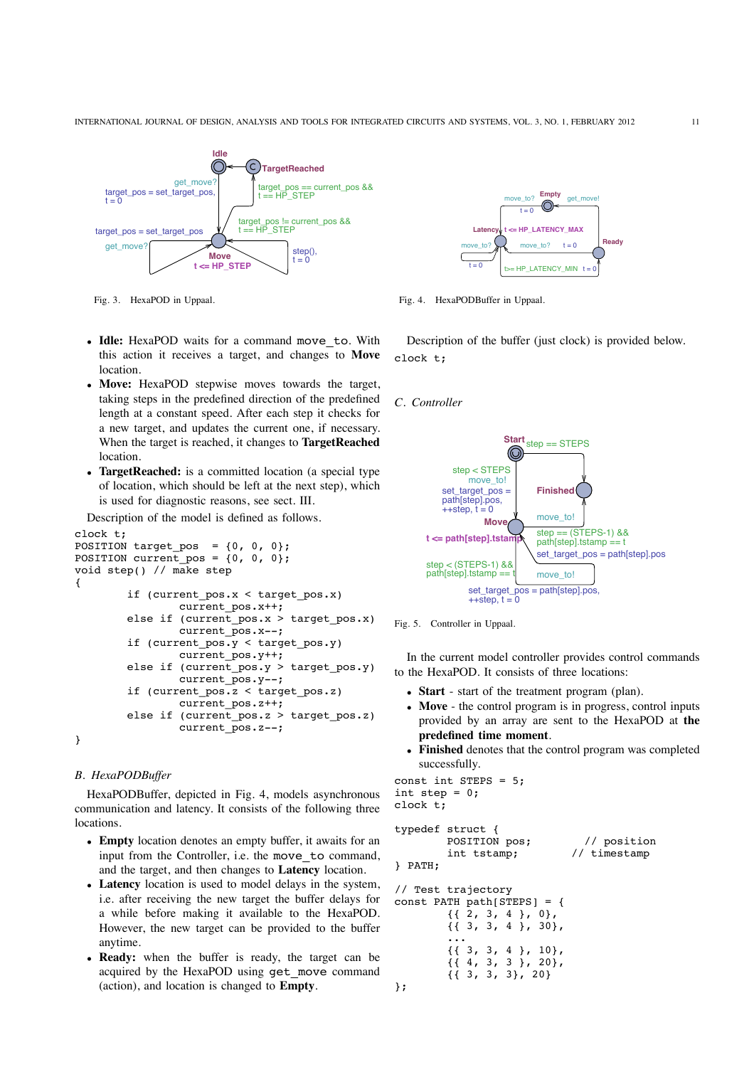Fig. 3. HexaPOD in Uppaal.

Fig. 4. HexaPODBuffer in Uppaal.

- **Idle:** HexaPOD waits for a command `move_to`. With this action it receives a target, and changes to **Move** location.
- **Move:** HexaPOD stepwise moves towards the target, taking steps in the predefined direction of the predefined length at a constant speed. After each step it checks for a new target, and updates the current one, if necessary. When the target is reached, it changes to **TargetReached** location.
- **TargetReached:** is a committed location (a special type of location, which should be left at the next step), which is used for diagnostic reasons, see sect. III.

Description of the model is defined as follows.

```
clock t;
POSITION target_pos  = {0, 0, 0};
POSITION current_pos = {0, 0, 0};
void step() // make step
{
        if (current_pos.x < target_pos.x)
                current_pos.x++;
        else if (current_pos.x > target_pos.x)
                current_pos.x--;
        if (current_pos.y < target_pos.y)
                current_pos.y++;
        else if (current_pos.y > target_pos.y)
                current_pos.y--;
        if (current_pos.z < target_pos.z)
                current_pos.z++;
        else if (current_pos.z > target_pos.z)
                current_pos.z--;
}
```

### *B. HexaPODBuffer*

HexaPODBuffer, depicted in Fig. 4, models asynchronous communication and latency. It consists of the following three locations.

- **Empty** location denotes an empty buffer, it awaits for an input from the Controller, i.e. the `move_to` command, and the target, and then changes to **Latency** location.
- **Latency** location is used to model delays in the system, i.e. after receiving the new target the buffer delays for a while before making it available to the HexaPOD. However, the new target can be provided to the buffer anytime.
- **Ready:** when the buffer is ready, the target can be acquired by the HexaPOD using `get_move` command (action), and location is changed to **Empty**.

Description of the buffer (just clock) is provided below.

```
clock t;
```

### *C. Controller*

Fig. 5. Controller in Uppaal.

In the current model controller provides control commands to the HexaPOD. It consists of three locations:

- **Start** - start of the treatment program (plan).
- **Move** - the control program is in progress, control inputs provided by an array are sent to the HexaPOD at **the predefined time moment**.
- **Finished** denotes that the control program was completed successfully.

```
const int STEPS = 5;
int step = 0;
clock t;

typedef struct {
        POSITION pos;          // position
        int tstamp;          // timestamp
} PATH;

// Test trajectory
const PATH path[STEPS] = {
        {{ 2, 3, 4 }, 0},
        {{ 3, 3, 4 }, 30},
        ...
        {{ 3, 3, 4 }, 10},
        {{ 4, 3, 3 }, 20},
        {{ 3, 3, 3}, 20}
};
```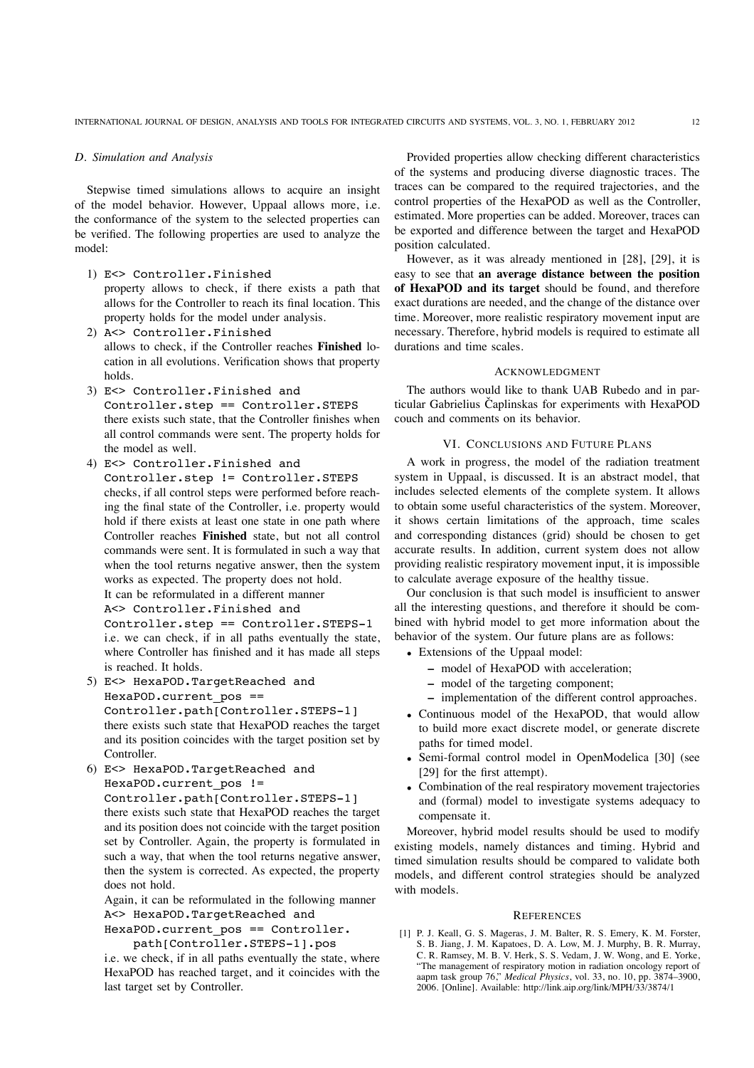### D. Simulation and Analysis

Stepwise timed simulations allows to acquire an insight of the model behavior. However, Uppaal allows more, i.e. the conformance of the system to the selected properties can be verified. The following properties are used to analyze the model:

1) `E<> Controller.Finished`
   property allows to check, if there exists a path that allows for the Controller to reach its final location. This property holds for the model under analysis.
2) `A<> Controller.Finished`
   allows to check, if the Controller reaches **Finished** location in all evolutions. Verification shows that property holds.
3) `E<> Controller.Finished and Controller.step == Controller.STEPS`
   there exists such state, that the Controller finishes when all control commands were sent. The property holds for the model as well.
4) `E<> Controller.Finished and Controller.step != Controller.STEPS`
   checks, if all control steps were performed before reaching the final state of the Controller, i.e. property would hold if there exists at least one state in one path where Controller reaches **Finished** state, but not all control commands were sent. It is formulated in such a way that when the tool returns negative answer, then the system works as expected. The property does not hold.
   It can be reformulated in a different manner
   `A<> Controller.Finished and Controller.step == Controller.STEPS-1`
   i.e. we can check, if in all paths eventually the state, where Controller has finished and it has made all steps is reached. It holds.
5) `E<> HexaPOD.TargetReached and HexaPOD.current_pos == Controller.path[Controller.STEPS-1]`
   there exists such state that HexaPOD reaches the target and its position coincides with the target position set by Controller.
6) `E<> HexaPOD.TargetReached and HexaPOD.current_pos != Controller.path[Controller.STEPS-1]`
   there exists such state that HexaPOD reaches the target and its position does not coincide with the target position set by Controller. Again, the property is formulated in such a way, that when the tool returns negative answer, then the system is corrected. As expected, the property does not hold.
   Again, it can be reformulated in the following manner
   `A<> HexaPOD.TargetReached and HexaPOD.current_pos == Controller. path[Controller.STEPS-1].pos`
   i.e. we check, if in all paths eventually the state, where HexaPOD has reached target, and it coincides with the last target set by Controller.

Provided properties allow checking different characteristics of the systems and producing diverse diagnostic traces. The traces can be compared to the required trajectories, and the control properties of the HexaPOD as well as the Controller, estimated. More properties can be added. Moreover, traces can be exported and difference between the target and HexaPOD position calculated.

However, as it was already mentioned in [28], [29], it is easy to see that **an average distance between the position of HexaPOD and its target** should be found, and therefore exact durations are needed, and the change of the distance over time. Moreover, more realistic respiratory movement input are necessary. Therefore, hybrid models is required to estimate all durations and time scales.

## Acknowledgment

The authors would like to thank UAB Rubedo and in particular Gabrielius Čaplinskas for experiments with HexaPOD couch and comments on its behavior.

## VI. Conclusions and Future Plans

A work in progress, the model of the radiation treatment system in Uppaal, is discussed. It is an abstract model, that includes selected elements of the complete system. It allows to obtain some useful characteristics of the system. Moreover, it shows certain limitations of the approach, time scales and corresponding distances (grid) should be chosen to get accurate results. In addition, current system does not allow providing realistic respiratory movement input, it is impossible to calculate average exposure of the healthy tissue.

Our conclusion is that such model is insufficient to answer all the interesting questions, and therefore it should be combined with hybrid model to get more information about the behavior of the system. Our future plans are as follows:

- Extensions of the Uppaal model:
  - model of HexaPOD with acceleration;
  - model of the targeting component;
  - implementation of the different control approaches.
- Continuous model of the HexaPOD, that would allow to build more exact discrete model, or generate discrete paths for timed model.
- Semi-formal control model in OpenModelica [30] (see [29] for the first attempt).
- Combination of the real respiratory movement trajectories and (formal) model to investigate systems adequacy to compensate it.

Moreover, hybrid model results should be used to modify existing models, namely distances and timing. Hybrid and timed simulation results should be compared to validate both models, and different control strategies should be analyzed with models.

## References

[1] P. J. Keall, G. S. Mageras, J. M. Balter, R. S. Emery, K. M. Forster, S. B. Jiang, J. M. Kapatoes, D. A. Low, M. J. Murphy, B. R. Murray, C. R. Ramsey, M. B. V. Herk, S. S. Vedam, J. W. Wong, and E. Yorke, "The management of respiratory motion in radiation oncology report of aapm task group 76," *Medical Physics*, vol. 33, no. 10, pp. 3874–3900, 2006. [Online]. Available: http://link.aip.org/link/MPH/33/3874/1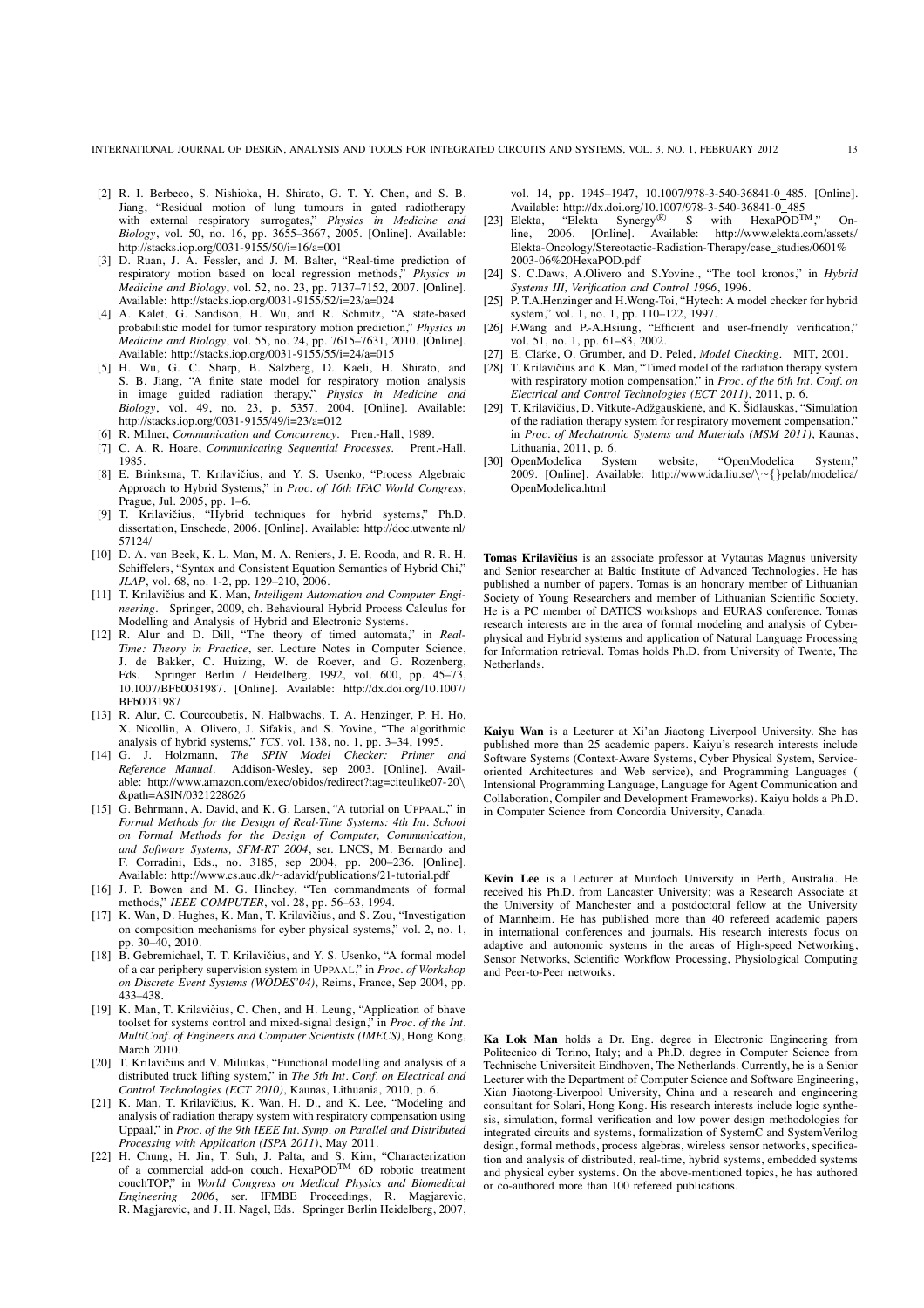[2] R. I. Berbeco, S. Nishioka, H. Shirato, G. T. Y. Chen, and S. B. Jiang, "Residual motion of lung tumours in gated radiotherapy with external respiratory surrogates," *Physics in Medicine and Biology*, vol. 50, no. 16, pp. 3655–3667, 2005. [Online]. Available: http://stacks.iop.org/0031-9155/50/i=16/a=001

[3] D. Ruan, J. A. Fessler, and J. M. Balter, "Real-time prediction of respiratory motion based on local regression methods," *Physics in Medicine and Biology*, vol. 52, no. 23, pp. 7137–7152, 2007. [Online]. Available: http://stacks.iop.org/0031-9155/52/i=23/a=024

[4] A. Kalet, G. Sandison, H. Wu, and R. Schmitz, "A state-based probabilistic model for tumor respiratory motion prediction," *Physics in Medicine and Biology*, vol. 55, no. 24, pp. 7615–7631, 2010. [Online]. Available: http://stacks.iop.org/0031-9155/55/i=24/a=015

[5] H. Wu, G. C. Sharp, B. Salzberg, D. Kaeli, H. Shirato, and S. B. Jiang, "A finite state model for respiratory motion analysis in image guided radiation therapy," *Physics in Medicine and Biology*, vol. 49, no. 23, p. 5357, 2004. [Online]. Available: http://stacks.iop.org/0031-9155/49/i=23/a=012

[6] R. Milner, *Communication and Concurrency*. Pren.-Hall, 1989.

[7] C. A. R. Hoare, *Communicating Sequential Processes*. Prent.-Hall, 1985.

[8] E. Brinksma, T. Krilavičius, and Y. S. Usenko, "Process Algebraic Approach to Hybrid Systems," in *Proc. of 16th IFAC World Congress*, Prague, Jul. 2005, pp. 1–6.

[9] T. Krilavičius, "Hybrid techniques for hybrid systems," Ph.D. dissertation, Enschede, 2006. [Online]. Available: http://doc.utwente.nl/57124/

[10] D. A. van Beek, K. L. Man, M. A. Reniers, J. E. Rooda, and R. R. H. Schiffelers, "Syntax and Consistent Equation Semantics of Hybrid Chi," *JLAP*, vol. 68, no. 1-2, pp. 129–210, 2006.

[11] T. Krilavičius and K. Man, *Intelligent Automation and Computer Engineering*. Springer, 2009, ch. Behavioural Hybrid Process Calculus for Modelling and Analysis of Hybrid and Electronic Systems.

[12] R. Alur and D. Dill, "The theory of timed automata," in *Real-Time: Theory in Practice*, ser. Lecture Notes in Computer Science, J. de Bakker, C. Huizing, W. de Roever, and G. Rozenberg, Eds. Springer Berlin / Heidelberg, 1992, vol. 600, pp. 45–73, 10.1007/BFb0031987. [Online]. Available: http://dx.doi.org/10.1007/BFb0031987

[13] R. Alur, C. Courcoubetis, N. Halbwachs, T. A. Henzinger, P. H. Ho, X. Nicollin, A. Olivero, J. Sifakis, and S. Yovine, "The algorithmic analysis of hybrid systems," *TCS*, vol. 138, no. 1, pp. 3–34, 1995.

[14] G. J. Holzmann, *The SPIN Model Checker: Primer and Reference Manual*. Addison-Wesley, sep 2003. [Online]. Available: http://www.amazon.com/exec/obidos/redirect?tag=citeulike07-20\&path=ASIN/0321228626

[15] G. Behrmann, A. David, and K. G. Larsen, "A tutorial on UPPAAL," in *Formal Methods for the Design of Real-Time Systems: 4th Int. School on Formal Methods for the Design of Computer, Communication, and Software Systems, SFM-RT 2004*, ser. LNCS, M. Bernardo and F. Corradini, Eds., no. 3185, sep 2004, pp. 200–236. [Online]. Available: http://www.cs.auc.dk/~adavid/publications/21-tutorial.pdf

[16] J. P. Bowen and M. G. Hinchey, "Ten commandments of formal methods," *IEEE COMPUTER*, vol. 28, pp. 56–63, 1994.

[17] K. Wan, D. Hughes, K. Man, T. Krilavičius, and S. Zou, "Investigation on composition mechanisms for cyber physical systems," vol. 2, no. 1, pp. 30–40, 2010.

[18] B. Gebremichael, T. T. Krilavičius, and Y. S. Usenko, "A formal model of a car periphery supervision system in UPPAAL," in *Proc. of Workshop on Discrete Event Systems (WODES'04)*, Reims, France, Sep 2004, pp. 433–438.

[19] K. Man, T. Krilavičius, C. Chen, and H. Leung, "Application of bhave toolset for systems control and mixed-signal design," in *Proc. of the Int. MultiConf. of Engineers and Computer Scientists (IMECS)*, Hong Kong, March 2010.

[20] T. Krilavičius and V. Miliukas, "Functional modelling and analysis of a distributed truck lifting system," in *The 5th Int. Conf. on Electrical and Control Technologies (ECT 2010)*, Kaunas, Lithuania, 2010, p. 6.

[21] K. Man, T. Krilavičius, K. Wan, H. D., and K. Lee, "Modeling and analysis of radiation therapy system with respiratory compensation using Uppaal," in *Proc. of the 9th IEEE Int. Symp. on Parallel and Distributed Processing with Application (ISPA 2011)*, May 2011.

[22] H. Chung, H. Jin, T. Suh, J. Palta, and S. Kim, "Characterization of a commercial add-on couch, HexaPOD™ 6D robotic treatment couchTOP," in *World Congress on Medical Physics and Biomedical Engineering 2006*, ser. IFMBE Proceedings, R. Magjarevic, R. Magjarevic, and J. H. Nagel, Eds. Springer Berlin Heidelberg, 2007, vol. 14, pp. 1945–1947, 10.1007/978-3-540-36841-0_485. [Online]. Available: http://dx.doi.org/10.1007/978-3-540-36841-0_485

[23] Elekta, "Elekta Synergy® S with HexaPOD™," Online, 2006. [Online]. Available: http://www.elekta.com/assets/Elekta-Oncology/Stereotactic-Radiation-Therapy/case_studies/0601%2003-06%20HexaPOD.pdf

[24] S. C.Daws, A.Olivero and S.Yovine., "The tool kronos," in *Hybrid Systems III, Verification and Control 1996*, 1996.

[25] P. T.A.Henzinger and H.Wong-Toi, "Hytech: A model checker for hybrid system," vol. 1, no. 1, pp. 110–122, 1997.

[26] F.Wang and P.-A.Hsiung, "Efficient and user-friendly verification," vol. 51, no. 1, pp. 61–83, 2002.

[27] E. Clarke, O. Grumber, and D. Peled, *Model Checking*. MIT, 2001.

[28] T. Krilavičius and K. Man, "Timed model of the radiation therapy system with respiratory motion compensation," in *Proc. of the 6th Int. Conf. on Electrical and Control Technologies (ECT 2011)*, 2011, p. 6.

[29] T. Krilavičius, D. Vitkutė-Adžgauskienė, and K. Šidlauskas, "Simulation of the radiation therapy system for respiratory movement compensation," in *Proc. of Mechatronic Systems and Materials (MSM 2011)*, Kaunas, Lithuania, 2011, p. 6.

[30] OpenModelica System website, "OpenModelica System," 2009. [Online]. Available: http://www.ida.liu.se/\~{}pelab/modelica/OpenModelica.html

**Tomas Krilavičius** is an associate professor at Vytautas Magnus university and Senior researcher at Baltic Institute of Advanced Technologies. He has published a number of papers. Tomas is an honorary member of Lithuanian Society of Young Researchers and member of Lithuanian Scientific Society. He is a PC member of DATICS workshops and EURAS conference. Tomas research interests are in the area of formal modeling and analysis of Cyber-physical and Hybrid systems and application of Natural Language Processing for Information retrieval. Tomas holds Ph.D. from University of Twente, The Netherlands.

**Kaiyu Wan** is a Lecturer at Xi'an Jiaotong Liverpool University. She has published more than 25 academic papers. Kaiyu's research interests include Software Systems (Context-Aware Systems, Cyber Physical System, Service-oriented Architectures and Web service), and Programming Languages ( Intensional Programming Language, Language for Agent Communication and Collaboration, Compiler and Development Frameworks). Kaiyu holds a Ph.D. in Computer Science from Concordia University, Canada.

**Kevin Lee** is a Lecturer at Murdoch University in Perth, Australia. He received his Ph.D. from Lancaster University; was a Research Associate at the University of Manchester and a postdoctoral fellow at the University of Mannheim. He has published more than 40 refereed academic papers in international conferences and journals. His research interests focus on adaptive and autonomic systems in the areas of High-speed Networking, Sensor Networks, Scientific Workflow Processing, Physiological Computing and Peer-to-Peer networks.

**Ka Lok Man** holds a Dr. Eng. degree in Electronic Engineering from Politecnico di Torino, Italy; and a Ph.D. degree in Computer Science from Technische Universiteit Eindhoven, The Netherlands. Currently, he is a Senior Lecturer with the Department of Computer Science and Software Engineering, Xian Jiaotong-Liverpool University, China and a research and engineering consultant for Solari, Hong Kong. His research interests include logic synthesis, simulation, formal verification and low power design methodologies for integrated circuits and systems, formalization of SystemC and SystemVerilog design, formal methods, process algebras, wireless sensor networks, specification and analysis of distributed, real-time, hybrid systems, embedded systems and physical cyber systems. On the above-mentioned topics, he has authored or co-authored more than 100 refereed publications.